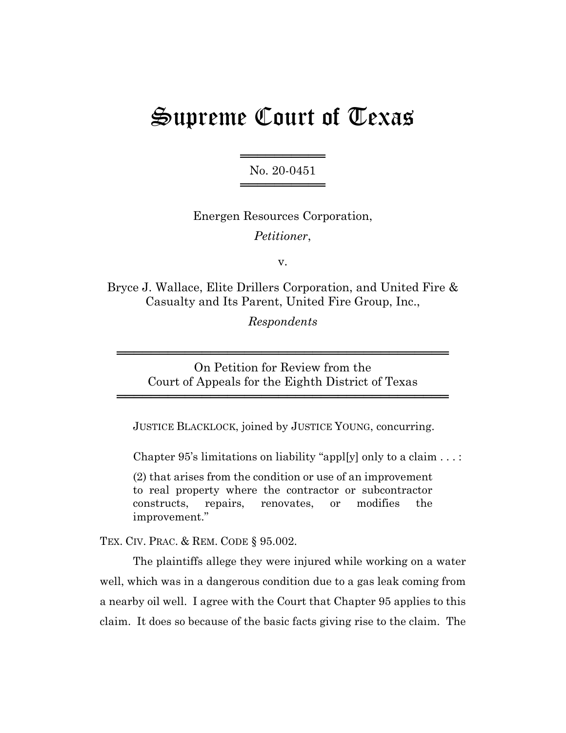# Supreme Court of Texas

No. 20-0451

Energen Resources Corporation,

*Petitioner*,

v.

Bryce J. Wallace, Elite Drillers Corporation, and United Fire & Casualty and Its Parent, United Fire Group, Inc.,

*Respondents*

On Petition for Review from the Court of Appeals for the Eighth District of Texas

JUSTICE BLACKLOCK, joined by JUSTICE YOUNG, concurring.

Chapter 95's limitations on liability "appl[y] only to a claim . . . :

> (2) that arises from the condition or use of an improvement to real property where the contractor or subcontractor constructs, repairs, renovates, or modifies the improvement."

TEX. CIV. PRAC. & REM. CODE § 95.002.

The plaintiffs allege they were injured while working on a water well, which was in a dangerous condition due to a gas leak coming from a nearby oil well. I agree with the Court that Chapter 95 applies to this claim. It does so because of the basic facts giving rise to the claim. The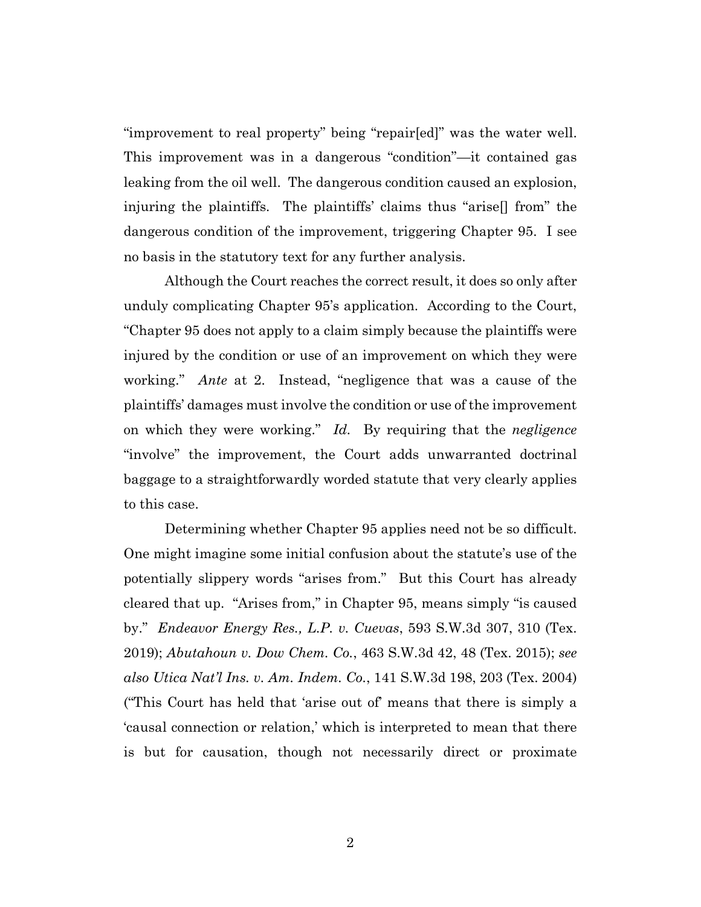"improvement to real property" being "repair[ed]" was the water well. This improvement was in a dangerous "condition"—it contained gas leaking from the oil well. The dangerous condition caused an explosion, injuring the plaintiffs. The plaintiffs' claims thus "arise[] from" the dangerous condition of the improvement, triggering Chapter 95. I see no basis in the statutory text for any further analysis.

Although the Court reaches the correct result, it does so only after unduly complicating Chapter 95's application. According to the Court, "Chapter 95 does not apply to a claim simply because the plaintiffs were injured by the condition or use of an improvement on which they were working." *Ante* at 2. Instead, "negligence that was a cause of the plaintiffs' damages must involve the condition or use of the improvement on which they were working." *Id.* By requiring that the *negligence* "involve" the improvement, the Court adds unwarranted doctrinal baggage to a straightforwardly worded statute that very clearly applies to this case.

Determining whether Chapter 95 applies need not be so difficult. One might imagine some initial confusion about the statute's use of the potentially slippery words "arises from." But this Court has already cleared that up. "Arises from," in Chapter 95, means simply "is caused by." *Endeavor Energy Res., L.P. v. Cuevas*, 593 S.W.3d 307, 310 (Tex. 2019); *Abutahoun v. Dow Chem. Co.*, 463 S.W.3d 42, 48 (Tex. 2015); *see also Utica Nat'l Ins. v. Am. Indem. Co.*, 141 S.W.3d 198, 203 (Tex. 2004) ("This Court has held that 'arise out of' means that there is simply a 'causal connection or relation,' which is interpreted to mean that there is but for causation, though not necessarily direct or proximate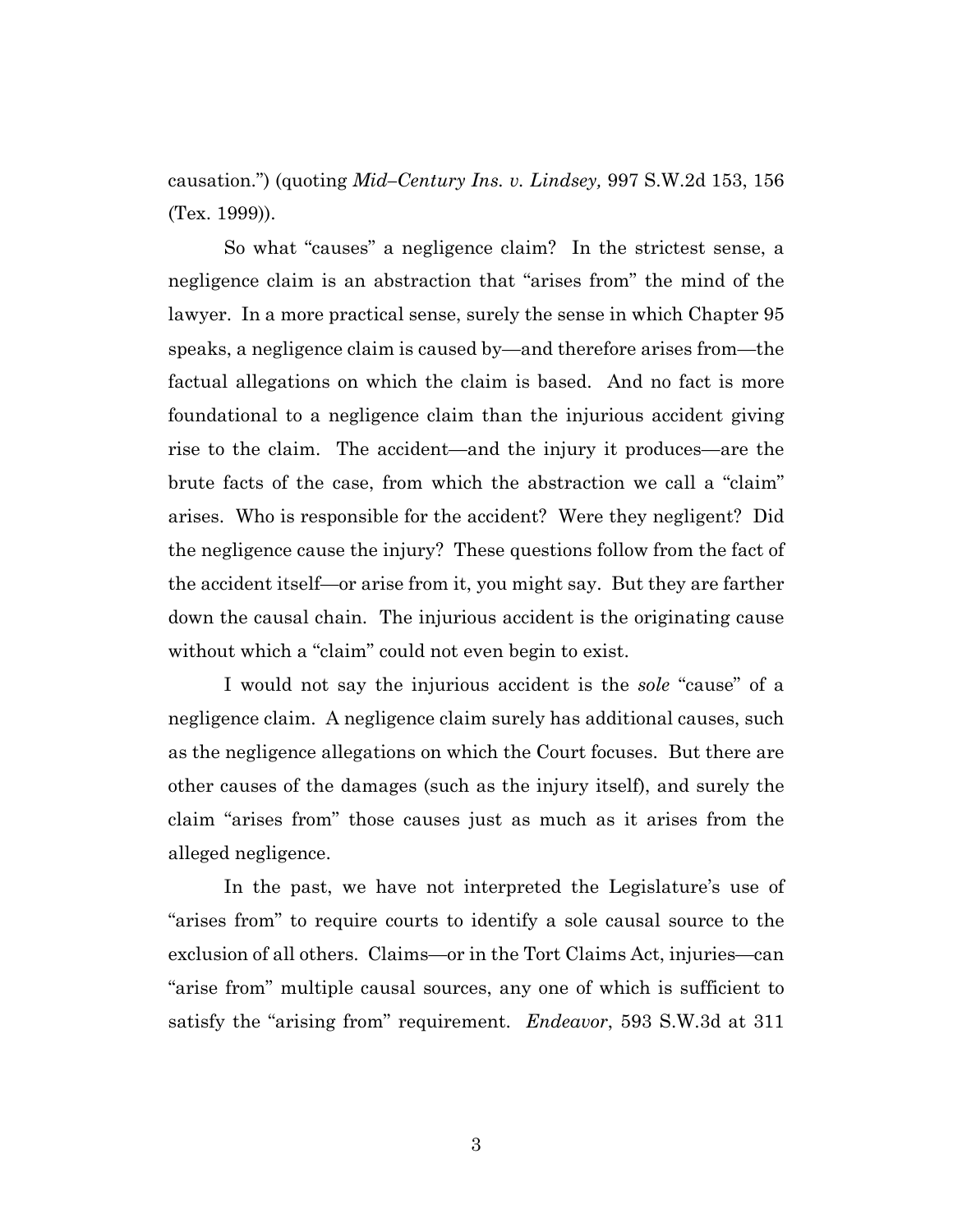causation.") (quoting *Mid–Century Ins. v. Lindsey,* 997 S.W.2d 153, 156 (Tex. 1999)).

So what "causes" a negligence claim? In the strictest sense, a negligence claim is an abstraction that "arises from" the mind of the lawyer. In a more practical sense, surely the sense in which Chapter 95 speaks, a negligence claim is caused by—and therefore arises from—the factual allegations on which the claim is based. And no fact is more foundational to a negligence claim than the injurious accident giving rise to the claim. The accident—and the injury it produces—are the brute facts of the case, from which the abstraction we call a "claim" arises. Who is responsible for the accident? Were they negligent? Did the negligence cause the injury? These questions follow from the fact of the accident itself—or arise from it, you might say. But they are farther down the causal chain. The injurious accident is the originating cause without which a "claim" could not even begin to exist.

I would not say the injurious accident is the *sole* "cause" of a negligence claim. A negligence claim surely has additional causes, such as the negligence allegations on which the Court focuses. But there are other causes of the damages (such as the injury itself), and surely the claim "arises from" those causes just as much as it arises from the alleged negligence.

In the past, we have not interpreted the Legislature's use of "arises from" to require courts to identify a sole causal source to the exclusion of all others. Claims—or in the Tort Claims Act, injuries—can "arise from" multiple causal sources, any one of which is sufficient to satisfy the "arising from" requirement. *Endeavor*, 593 S.W.3d at 311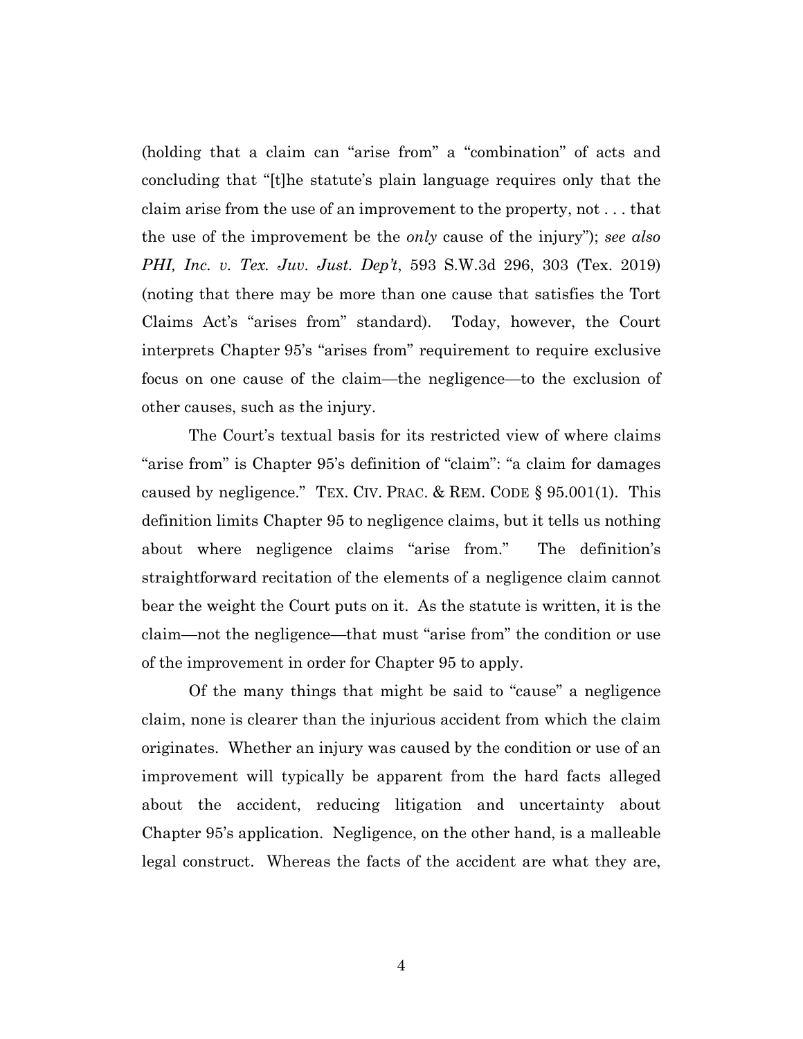(holding that a claim can "arise from" a "combination" of acts and concluding that "[t]he statute's plain language requires only that the claim arise from the use of an improvement to the property, not . . . that the use of the improvement be the *only* cause of the injury"); *see also PHI, Inc. v. Tex. Juv. Just. Dep't*, 593 S.W.3d 296, 303 (Tex. 2019) (noting that there may be more than one cause that satisfies the Tort Claims Act's "arises from" standard). Today, however, the Court interprets Chapter 95's "arises from" requirement to require exclusive focus on one cause of the claim—the negligence—to the exclusion of other causes, such as the injury.

The Court's textual basis for its restricted view of where claims "arise from" is Chapter 95's definition of "claim": "a claim for damages caused by negligence." TEX. CIV. PRAC. & REM. CODE § 95.001(1). This definition limits Chapter 95 to negligence claims, but it tells us nothing about where negligence claims "arise from." The definition's straightforward recitation of the elements of a negligence claim cannot bear the weight the Court puts on it. As the statute is written, it is the claim—not the negligence—that must "arise from" the condition or use of the improvement in order for Chapter 95 to apply.

Of the many things that might be said to "cause" a negligence claim, none is clearer than the injurious accident from which the claim originates. Whether an injury was caused by the condition or use of an improvement will typically be apparent from the hard facts alleged about the accident, reducing litigation and uncertainty about Chapter 95's application. Negligence, on the other hand, is a malleable legal construct. Whereas the facts of the accident are what they are,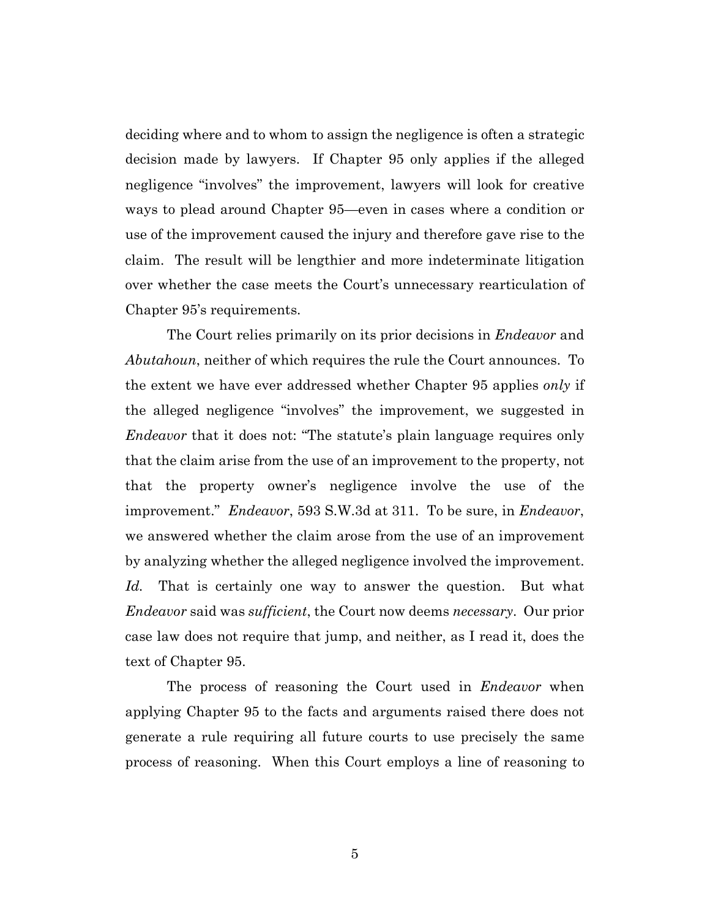deciding where and to whom to assign the negligence is often a strategic decision made by lawyers. If Chapter 95 only applies if the alleged negligence "involves" the improvement, lawyers will look for creative ways to plead around Chapter 95—even in cases where a condition or use of the improvement caused the injury and therefore gave rise to the claim. The result will be lengthier and more indeterminate litigation over whether the case meets the Court's unnecessary rearticulation of Chapter 95's requirements.

The Court relies primarily on its prior decisions in *Endeavor* and *Abutahoun*, neither of which requires the rule the Court announces. To the extent we have ever addressed whether Chapter 95 applies *only* if the alleged negligence "involves" the improvement, we suggested in *Endeavor* that it does not: "The statute's plain language requires only that the claim arise from the use of an improvement to the property, not that the property owner's negligence involve the use of the improvement." *Endeavor*, 593 S.W.3d at 311. To be sure, in *Endeavor*, we answered whether the claim arose from the use of an improvement by analyzing whether the alleged negligence involved the improvement. *Id.* That is certainly one way to answer the question. But what *Endeavor* said was *sufficient*, the Court now deems *necessary*. Our prior case law does not require that jump, and neither, as I read it, does the text of Chapter 95.

The process of reasoning the Court used in *Endeavor* when applying Chapter 95 to the facts and arguments raised there does not generate a rule requiring all future courts to use precisely the same process of reasoning. When this Court employs a line of reasoning to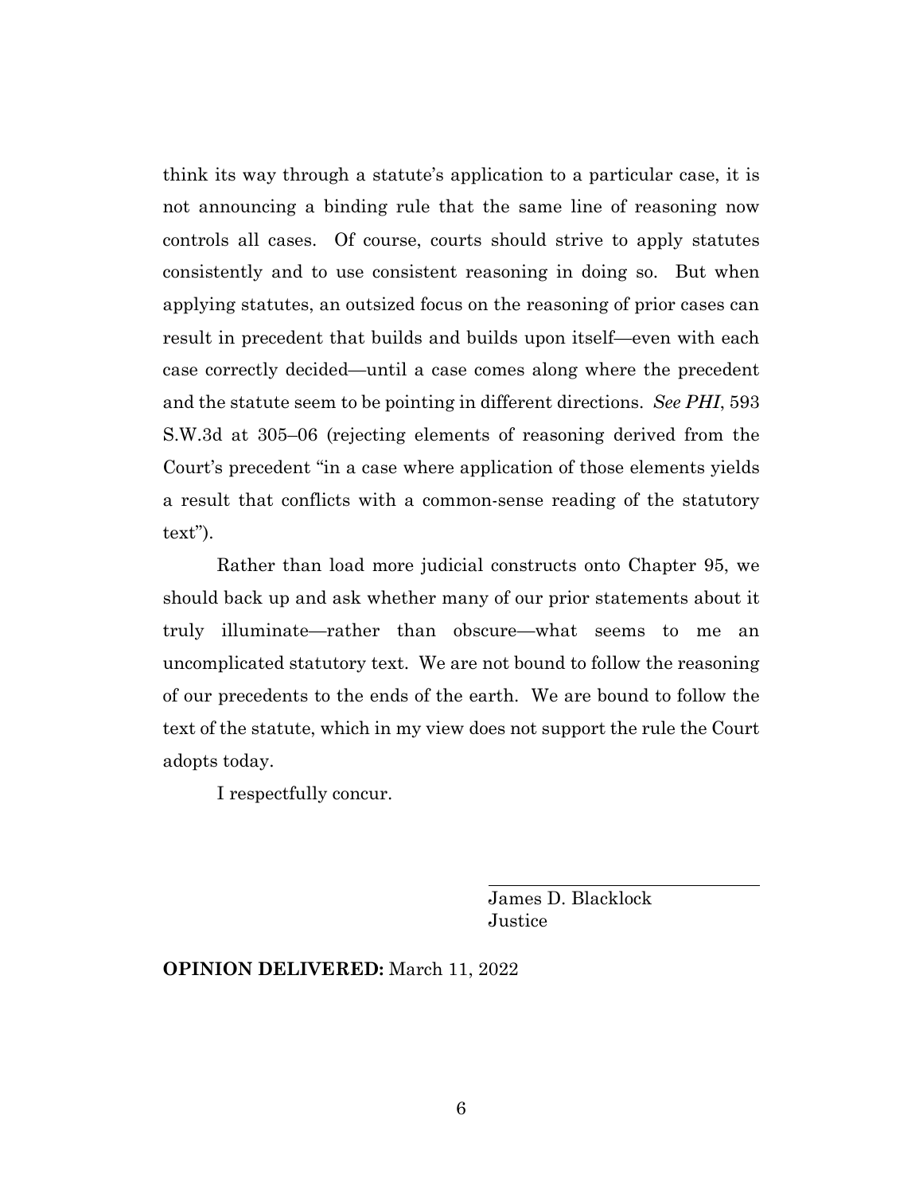think its way through a statute's application to a particular case, it is not announcing a binding rule that the same line of reasoning now controls all cases. Of course, courts should strive to apply statutes consistently and to use consistent reasoning in doing so. But when applying statutes, an outsized focus on the reasoning of prior cases can result in precedent that builds and builds upon itself—even with each case correctly decided—until a case comes along where the precedent and the statute seem to be pointing in different directions. *See PHI*, 593 S.W.3d at 305–06 (rejecting elements of reasoning derived from the Court's precedent "in a case where application of those elements yields a result that conflicts with a common-sense reading of the statutory text").

Rather than load more judicial constructs onto Chapter 95, we should back up and ask whether many of our prior statements about it truly illuminate—rather than obscure—what seems to me an uncomplicated statutory text. We are not bound to follow the reasoning of our precedents to the ends of the earth. We are bound to follow the text of the statute, which in my view does not support the rule the Court adopts today.

I respectfully concur.

James D. Blacklock
Justice

**OPINION DELIVERED:** March 11, 2022